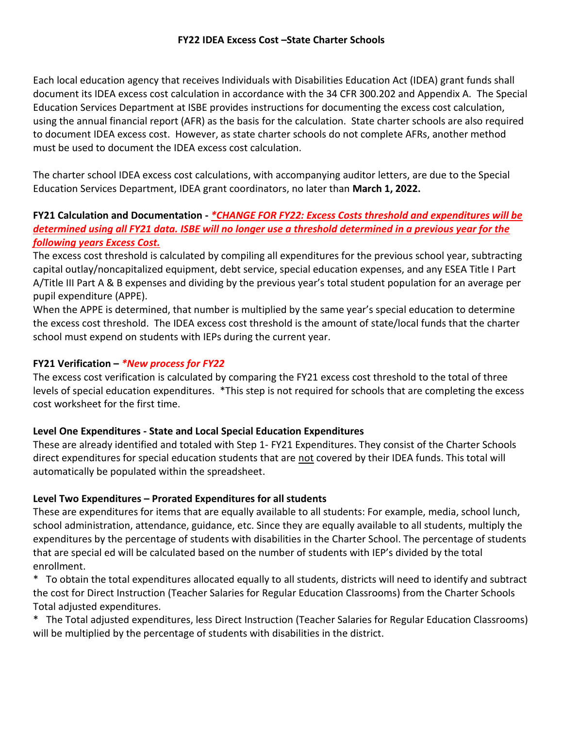# FY22 IDEA Excess Cost –State Charter Schools

Each local education agency that receives Individuals with Disabilities Education Act (IDEA) grant funds shall document its IDEA excess cost calculation in accordance with the 34 CFR 300.202 and Appendix A. The Special Education Services Department at ISBE provides instructions for documenting the excess cost calculation, using the annual financial report (AFR) as the basis for the calculation. State charter schools are also required to document IDEA excess cost. However, as state charter schools do not complete AFRs, another method must be used to document the IDEA excess cost calculation.

The charter school IDEA excess cost calculations, with accompanying auditor letters, are due to the Special Education Services Department, IDEA grant coordinators, no later than **March 1, 2022.**

**FY21 Calculation and Documentation -** ***CHANGE FOR FY22: Excess Costs threshold and expenditures will be determined using all FY21 data. ISBE will no longer use a threshold determined in a previous year for the following years Excess Cost.***

The excess cost threshold is calculated by compiling all expenditures for the previous school year, subtracting capital outlay/noncapitalized equipment, debt service, special education expenses, and any ESEA Title I Part A/Title III Part A & B expenses and dividing by the previous year's total student population for an average per pupil expenditure (APPE).

When the APPE is determined, that number is multiplied by the same year's special education to determine the excess cost threshold. The IDEA excess cost threshold is the amount of state/local funds that the charter school must expend on students with IEPs during the current year.

**FY21 Verification –** ***\*New process for FY22***

The excess cost verification is calculated by comparing the FY21 excess cost threshold to the total of three levels of special education expenditures. *This step is not required for schools that are completing the excess cost worksheet for the first time.

**Level One Expenditures - State and Local Special Education Expenditures**

These are already identified and totaled with Step 1- FY21 Expenditures. They consist of the Charter Schools direct expenditures for special education students that are not covered by their IDEA funds. This total will automatically be populated within the spreadsheet.

**Level Two Expenditures – Prorated Expenditures for all students**

These are expenditures for items that are equally available to all students: For example, media, school lunch, school administration, attendance, guidance, etc. Since they are equally available to all students, multiply the expenditures by the percentage of students with disabilities in the Charter School. The percentage of students that are special ed will be calculated based on the number of students with IEP's divided by the total enrollment.

\* To obtain the total expenditures allocated equally to all students, districts will need to identify and subtract the cost for Direct Instruction (Teacher Salaries for Regular Education Classrooms) from the Charter Schools Total adjusted expenditures.

\* The Total adjusted expenditures, less Direct Instruction (Teacher Salaries for Regular Education Classrooms) will be multiplied by the percentage of students with disabilities in the district.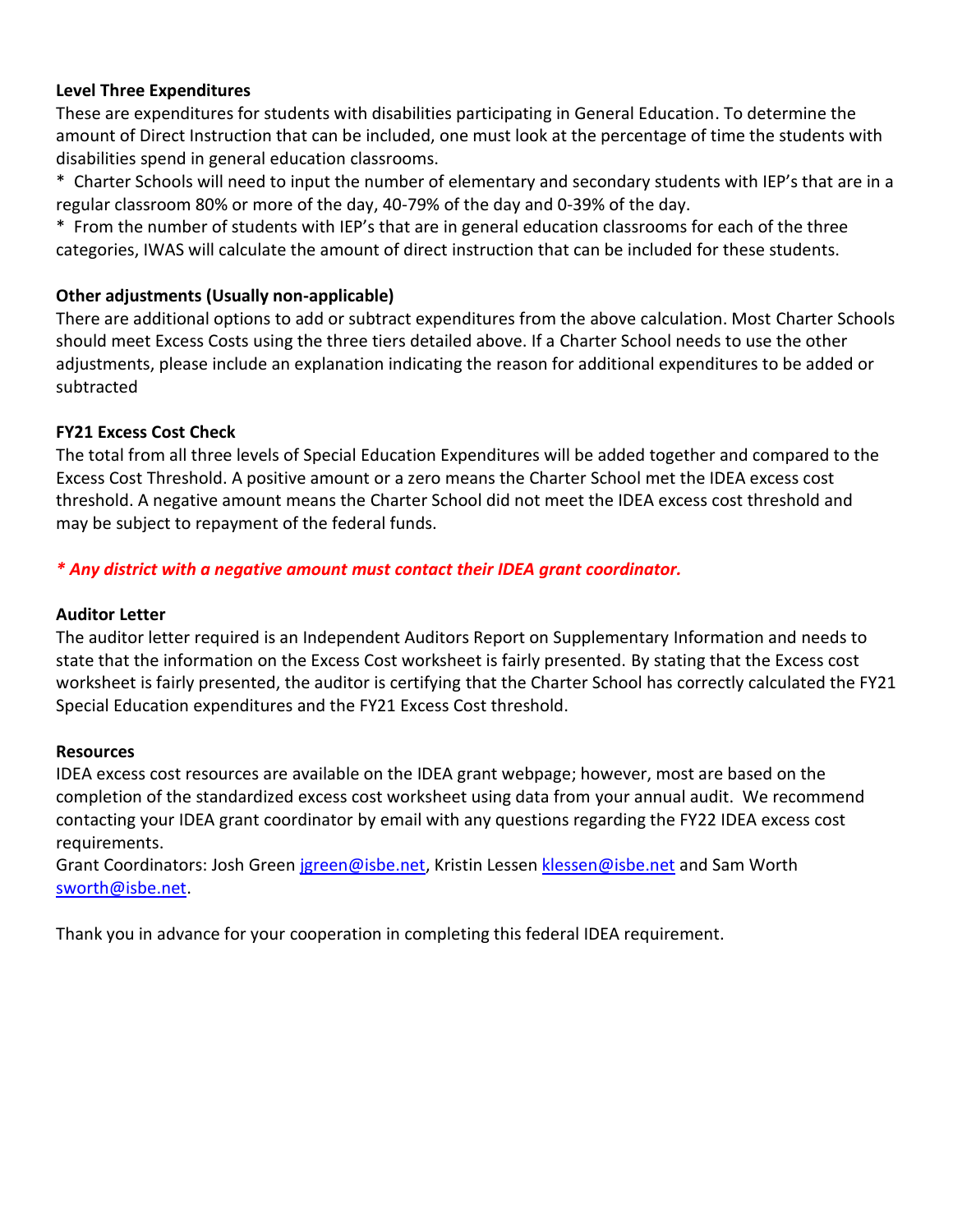**Level Three Expenditures**

These are expenditures for students with disabilities participating in General Education. To determine the amount of Direct Instruction that can be included, one must look at the percentage of time the students with disabilities spend in general education classrooms.

* Charter Schools will need to input the number of elementary and secondary students with IEP's that are in a regular classroom 80% or more of the day, 40-79% of the day and 0-39% of the day.
* From the number of students with IEP's that are in general education classrooms for each of the three categories, IWAS will calculate the amount of direct instruction that can be included for these students.

**Other adjustments (Usually non-applicable)**

There are additional options to add or subtract expenditures from the above calculation. Most Charter Schools should meet Excess Costs using the three tiers detailed above. If a Charter School needs to use the other adjustments, please include an explanation indicating the reason for additional expenditures to be added or subtracted

**FY21 Excess Cost Check**

The total from all three levels of Special Education Expenditures will be added together and compared to the Excess Cost Threshold. A positive amount or a zero means the Charter School met the IDEA excess cost threshold. A negative amount means the Charter School did not meet the IDEA excess cost threshold and may be subject to repayment of the federal funds.

***\* Any district with a negative amount must contact their IDEA grant coordinator.***

**Auditor Letter**

The auditor letter required is an Independent Auditors Report on Supplementary Information and needs to state that the information on the Excess Cost worksheet is fairly presented. By stating that the Excess cost worksheet is fairly presented, the auditor is certifying that the Charter School has correctly calculated the FY21 Special Education expenditures and the FY21 Excess Cost threshold.

**Resources**

IDEA excess cost resources are available on the IDEA grant webpage; however, most are based on the completion of the standardized excess cost worksheet using data from your annual audit. We recommend contacting your IDEA grant coordinator by email with any questions regarding the FY22 IDEA excess cost requirements.

Grant Coordinators: Josh Green jgreen@isbe.net, Kristin Lessen klessen@isbe.net and Sam Worth sworth@isbe.net.

Thank you in advance for your cooperation in completing this federal IDEA requirement.